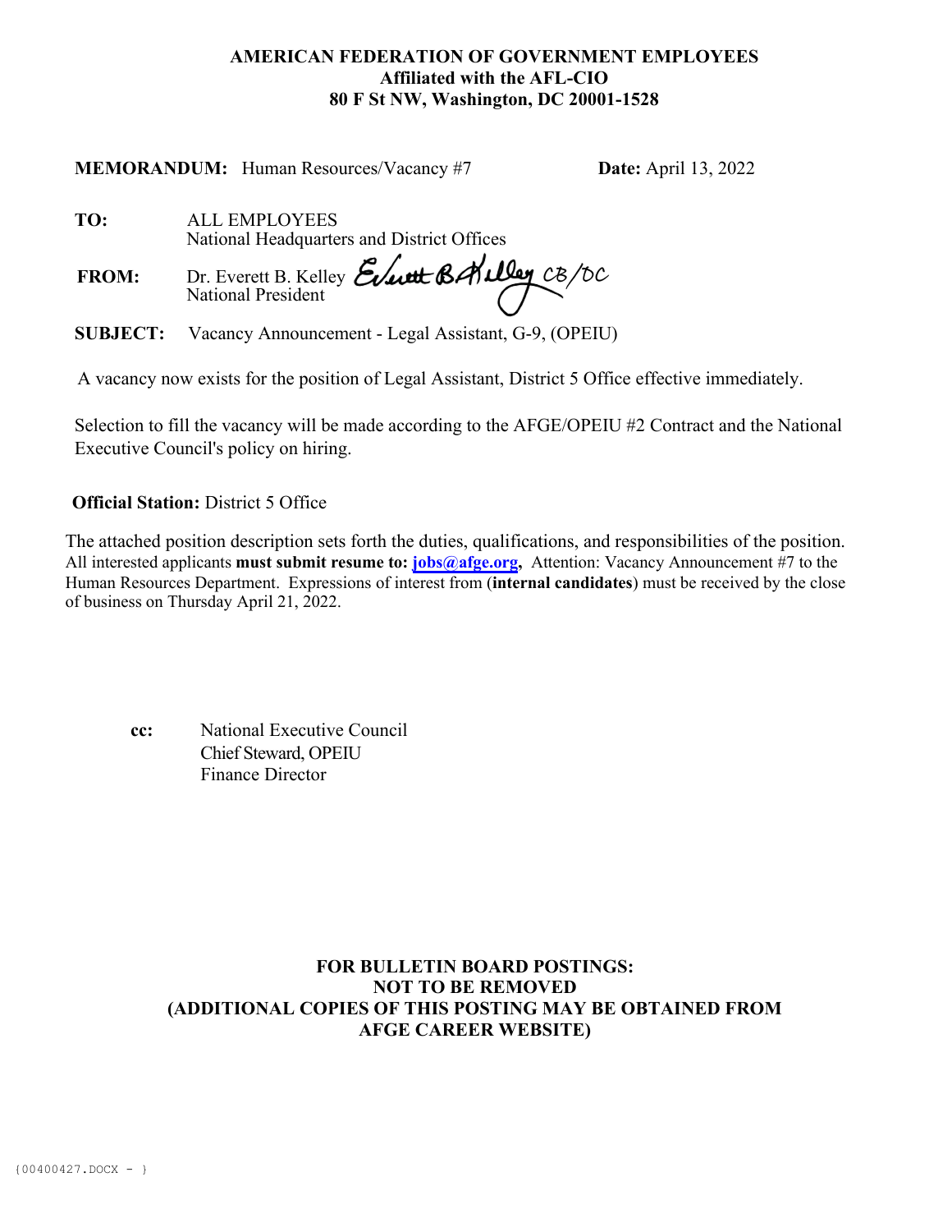**AMERICAN FEDERATION OF GOVERNMENT EMPLOYEES**
**Affiliated with the AFL-CIO**
**80 F St NW, Washington, DC 20001-1528**

**MEMORANDUM:** Human Resources/Vacancy #7 **Date:** April 13, 2022

**TO:** ALL EMPLOYEES
National Headquarters and District Offices

**FROM:** Dr. Everett B. Kelley *Everett B Kelley CB/DC*
National President

**SUBJECT:** Vacancy Announcement - Legal Assistant, G-9, (OPEIU)

A vacancy now exists for the position of Legal Assistant, District 5 Office effective immediately.

Selection to fill the vacancy will be made according to the AFGE/OPEIU #2 Contract and the National Executive Council's policy on hiring.

**Official Station:** District 5 Office

The attached position description sets forth the duties, qualifications, and responsibilities of the position. All interested applicants **must submit resume to: jobs@afge.org,** Attention: Vacancy Announcement #7 to the Human Resources Department. Expressions of interest from (**internal candidates**) must be received by the close of business on Thursday April 21, 2022.

**cc:** National Executive Council
Chief Steward, OPEIU
Finance Director

**FOR BULLETIN BOARD POSTINGS:**
**NOT TO BE REMOVED**
**(ADDITIONAL COPIES OF THIS POSTING MAY BE OBTAINED FROM AFGE CAREER WEBSITE)**

{00400427.DOCX - }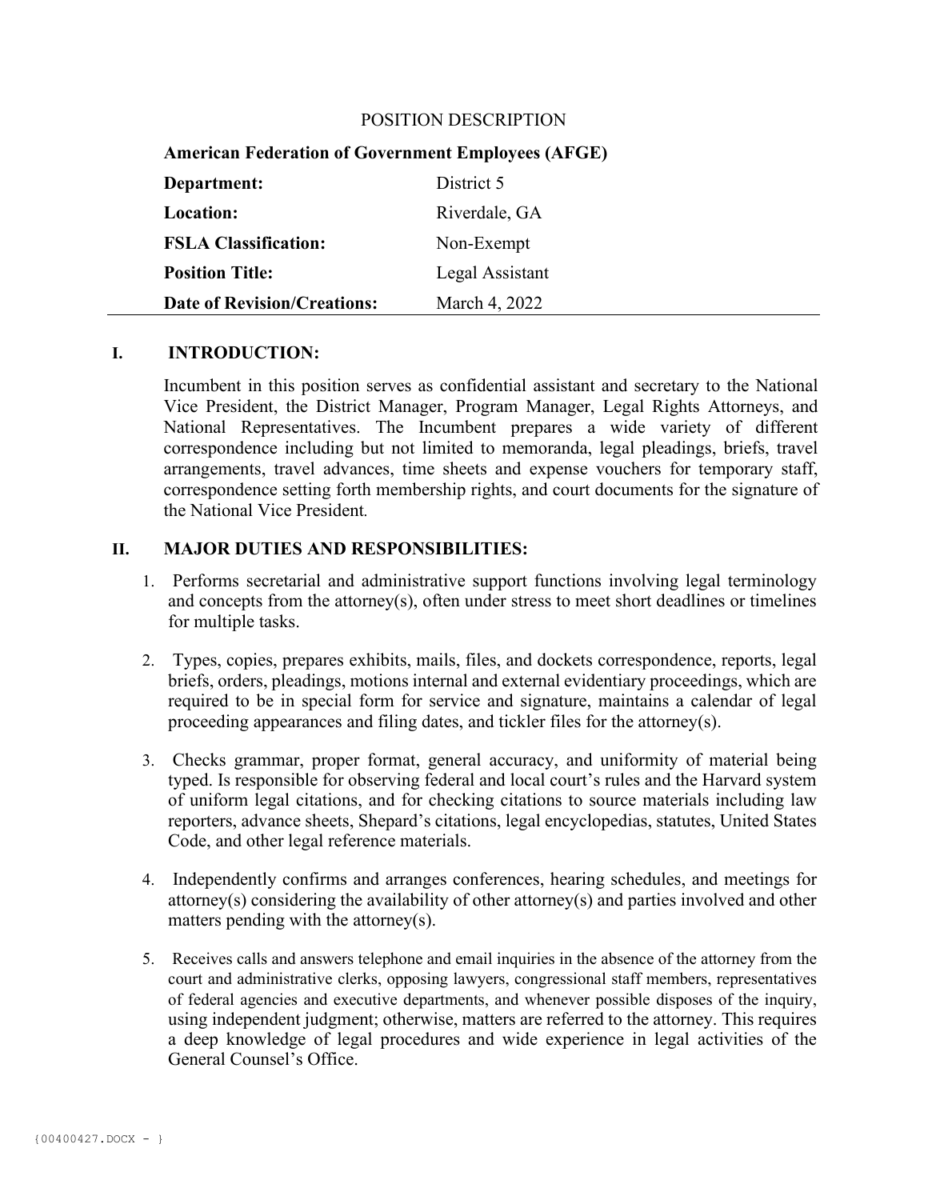POSITION DESCRIPTION

**American Federation of Government Employees (AFGE)**

| | |
|---|---|
| **Department:** | District 5 |
| **Location:** | Riverdale, GA |
| **FSLA Classification:** | Non-Exempt |
| **Position Title:** | Legal Assistant |
| **Date of Revision/Creations:** | March 4, 2022 |

## I. INTRODUCTION:

Incumbent in this position serves as confidential assistant and secretary to the National Vice President, the District Manager, Program Manager, Legal Rights Attorneys, and National Representatives. The Incumbent prepares a wide variety of different correspondence including but not limited to memoranda, legal pleadings, briefs, travel arrangements, travel advances, time sheets and expense vouchers for temporary staff, correspondence setting forth membership rights, and court documents for the signature of the National Vice President.

## II. MAJOR DUTIES AND RESPONSIBILITIES:

1. Performs secretarial and administrative support functions involving legal terminology and concepts from the attorney(s), often under stress to meet short deadlines or timelines for multiple tasks.

2. Types, copies, prepares exhibits, mails, files, and dockets correspondence, reports, legal briefs, orders, pleadings, motions internal and external evidentiary proceedings, which are required to be in special form for service and signature, maintains a calendar of legal proceeding appearances and filing dates, and tickler files for the attorney(s).

3. Checks grammar, proper format, general accuracy, and uniformity of material being typed. Is responsible for observing federal and local court's rules and the Harvard system of uniform legal citations, and for checking citations to source materials including law reporters, advance sheets, Shepard's citations, legal encyclopedias, statutes, United States Code, and other legal reference materials.

4. Independently confirms and arranges conferences, hearing schedules, and meetings for attorney(s) considering the availability of other attorney(s) and parties involved and other matters pending with the attorney(s).

5. Receives calls and answers telephone and email inquiries in the absence of the attorney from the court and administrative clerks, opposing lawyers, congressional staff members, representatives of federal agencies and executive departments, and whenever possible disposes of the inquiry, using independent judgment; otherwise, matters are referred to the attorney. This requires a deep knowledge of legal procedures and wide experience in legal activities of the General Counsel's Office.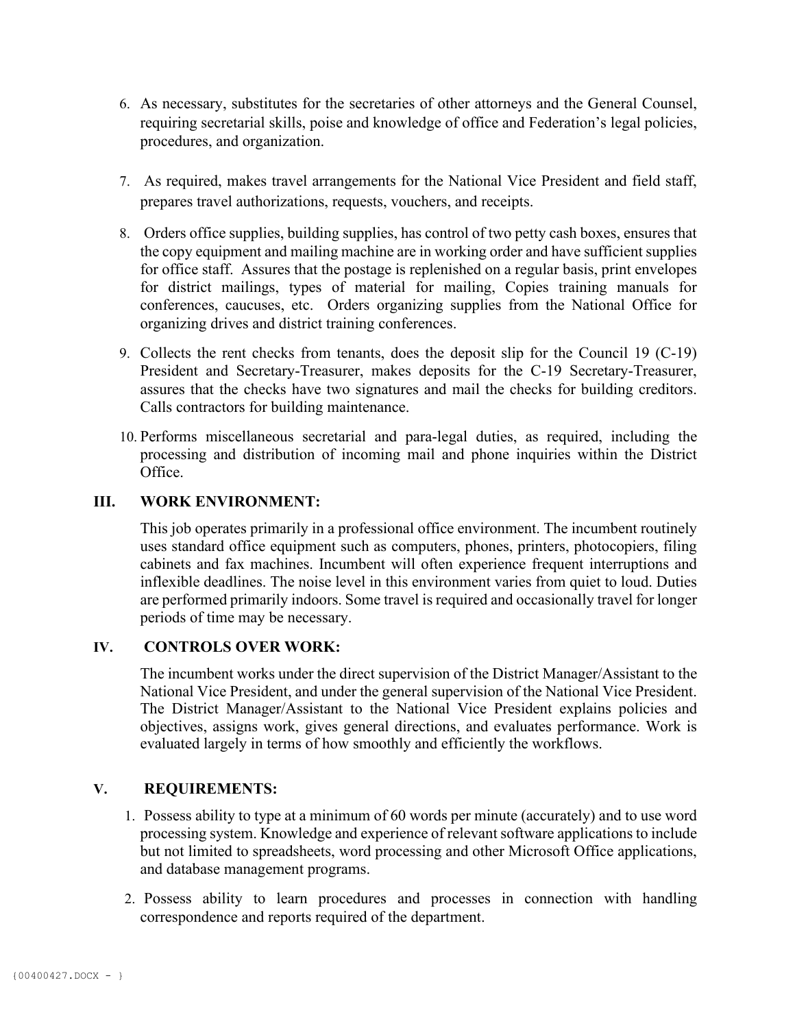6. As necessary, substitutes for the secretaries of other attorneys and the General Counsel, requiring secretarial skills, poise and knowledge of office and Federation's legal policies, procedures, and organization.

7. As required, makes travel arrangements for the National Vice President and field staff, prepares travel authorizations, requests, vouchers, and receipts.

8. Orders office supplies, building supplies, has control of two petty cash boxes, ensures that the copy equipment and mailing machine are in working order and have sufficient supplies for office staff. Assures that the postage is replenished on a regular basis, print envelopes for district mailings, types of material for mailing, Copies training manuals for conferences, caucuses, etc. Orders organizing supplies from the National Office for organizing drives and district training conferences.

9. Collects the rent checks from tenants, does the deposit slip for the Council 19 (C-19) President and Secretary-Treasurer, makes deposits for the C-19 Secretary-Treasurer, assures that the checks have two signatures and mail the checks for building creditors. Calls contractors for building maintenance.

10. Performs miscellaneous secretarial and para-legal duties, as required, including the processing and distribution of incoming mail and phone inquiries within the District Office.

## III. WORK ENVIRONMENT:

This job operates primarily in a professional office environment. The incumbent routinely uses standard office equipment such as computers, phones, printers, photocopiers, filing cabinets and fax machines. Incumbent will often experience frequent interruptions and inflexible deadlines. The noise level in this environment varies from quiet to loud. Duties are performed primarily indoors. Some travel is required and occasionally travel for longer periods of time may be necessary.

## IV. CONTROLS OVER WORK:

The incumbent works under the direct supervision of the District Manager/Assistant to the National Vice President, and under the general supervision of the National Vice President. The District Manager/Assistant to the National Vice President explains policies and objectives, assigns work, gives general directions, and evaluates performance. Work is evaluated largely in terms of how smoothly and efficiently the workflows.

## V. REQUIREMENTS:

1. Possess ability to type at a minimum of 60 words per minute (accurately) and to use word processing system. Knowledge and experience of relevant software applications to include but not limited to spreadsheets, word processing and other Microsoft Office applications, and database management programs.

2. Possess ability to learn procedures and processes in connection with handling correspondence and reports required of the department.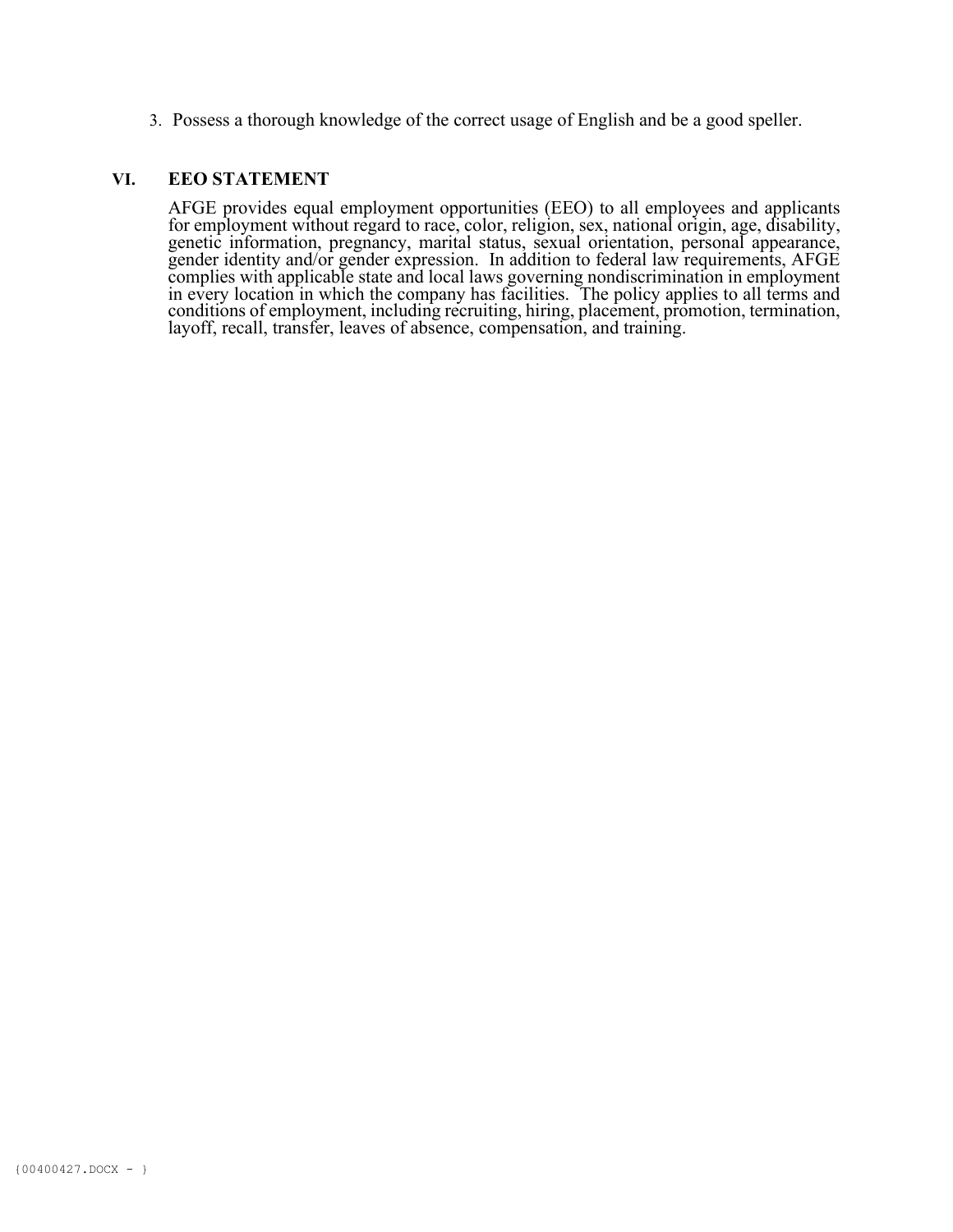3. Possess a thorough knowledge of the correct usage of English and be a good speller.

## VI. EEO STATEMENT

AFGE provides equal employment opportunities (EEO) to all employees and applicants for employment without regard to race, color, religion, sex, national origin, age, disability, genetic information, pregnancy, marital status, sexual orientation, personal appearance, gender identity and/or gender expression. In addition to federal law requirements, AFGE complies with applicable state and local laws governing nondiscrimination in employment in every location in which the company has facilities. The policy applies to all terms and conditions of employment, including recruiting, hiring, placement, promotion, termination, layoff, recall, transfer, leaves of absence, compensation, and training.